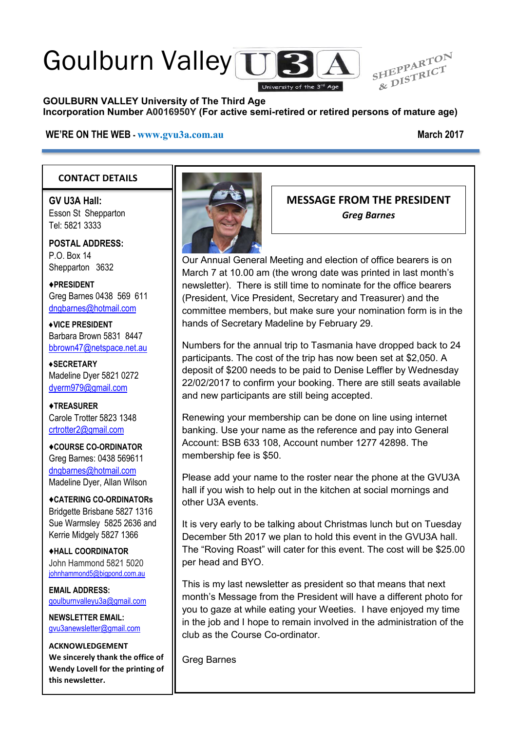# Goulburn Valley U3A

University of the 3rd Age

SHEPPARTON & DISTRICT

**GOULBURN VALLEY University of The Third Age**
**Incorporation Number A0016950Y (For active semi-retired or retired persons of mature age)**

**WE'RE ON THE WEB - www.gvu3a.com.au** **March 2017**

## MESSAGE FROM THE PRESIDENT

***Greg Barnes***

Our Annual General Meeting and election of office bearers is on March 7 at 10.00 am (the wrong date was printed in last month's newsletter). There is still time to nominate for the office bearers (President, Vice President, Secretary and Treasurer) and the committee members, but make sure your nomination form is in the hands of Secretary Madeline by February 29.

Numbers for the annual trip to Tasmania have dropped back to 24 participants. The cost of the trip has now been set at $2,050. A deposit of $200 needs to be paid to Denise Leffler by Wednesday 22/02/2017 to confirm your booking. There are still seats available and new participants are still being accepted.

Renewing your membership can be done on line using internet banking. Use your name as the reference and pay into General Account: BSB 633 108, Account number 1277 42898. The membership fee is $50.

Please add your name to the roster near the phone at the GVU3A hall if you wish to help out in the kitchen at social mornings and other U3A events.

It is very early to be talking about Christmas lunch but on Tuesday December 5th 2017 we plan to hold this event in the GVU3A hall. The "Roving Roast" will cater for this event. The cost will be $25.00 per head and BYO.

This is my last newsletter as president so that means that next month's Message from the President will have a different photo for you to gaze at while eating your Weeties. I have enjoyed my time in the job and I hope to remain involved in the administration of the club as the Course Co-ordinator.

Greg Barnes

## CONTACT DETAILS

**GV U3A Hall:**
Esson St Shepparton
Tel: 5821 3333

**POSTAL ADDRESS:**
P.O. Box 14
Shepparton 3632

**♦PRESIDENT**
Greg Barnes 0438 569 611
dngbarnes@hotmail.com

**♦VICE PRESIDENT**
Barbara Brown 5831 8447
bbrown47@netspace.net.au

**♦SECRETARY**
Madeline Dyer 5821 0272
dyerm979@gmail.com

**♦TREASURER**
Carole Trotter 5823 1348
crtrotter2@gmail.com

**♦COURSE CO-ORDINATOR**
Greg Barnes: 0438 569611
dngbarnes@hotmail.com
Madeline Dyer, Allan Wilson

**♦CATERING CO-ORDINATORs**
Bridgette Brisbane 5827 1316
Sue Warmsley 5825 2636 and
Kerrie Midgely 5827 1366

**♦HALL COORDINATOR**
John Hammond 5821 5020
johnhammond5@bigpond.com.au

**EMAIL ADDRESS:**
goulburnvalleyu3a@gmail.com

**NEWSLETTER EMAIL:**
gvu3anewsletter@gmail.com

**ACKNOWLEDGEMENT**
**We sincerely thank the office of Wendy Lovell for the printing of this newsletter.**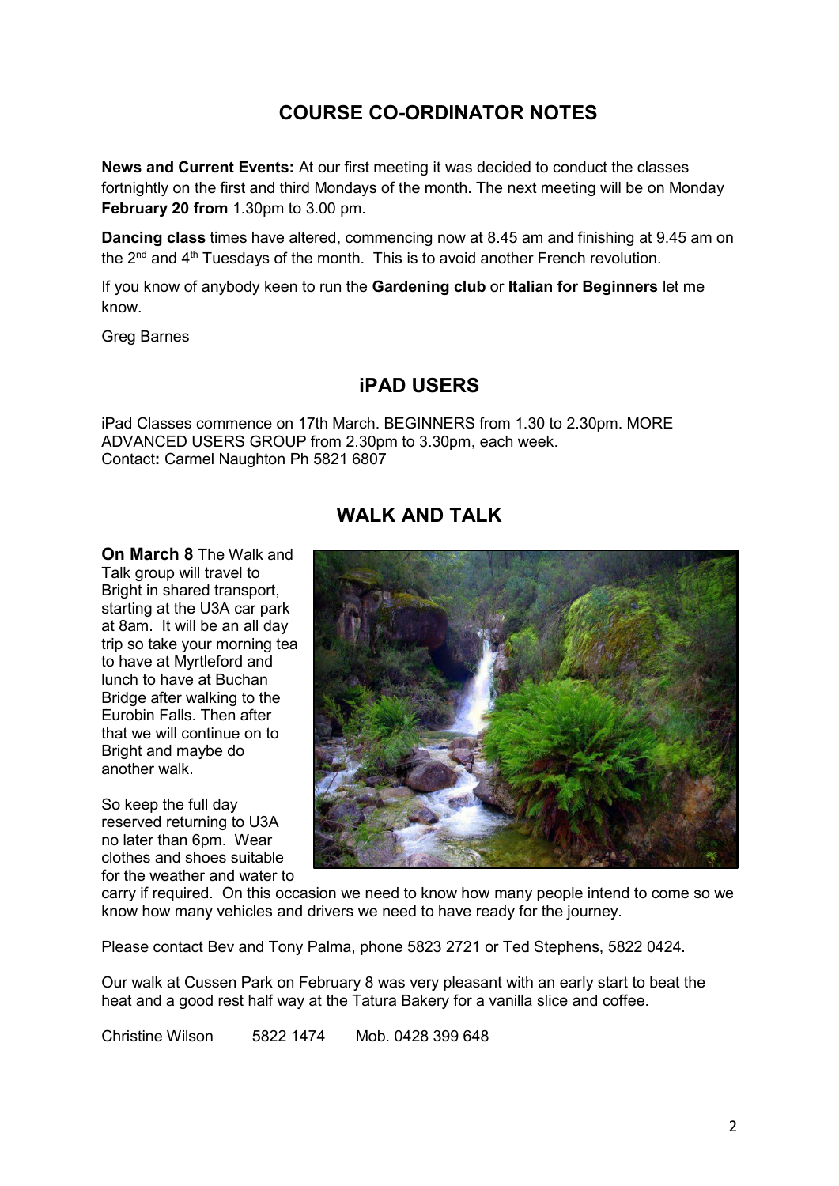## COURSE CO-ORDINATOR NOTES

**News and Current Events:** At our first meeting it was decided to conduct the classes fortnightly on the first and third Mondays of the month. The next meeting will be on Monday **February 20 from** 1.30pm to 3.00 pm.

**Dancing class** times have altered, commencing now at 8.45 am and finishing at 9.45 am on the 2nd and 4th Tuesdays of the month. This is to avoid another French revolution.

If you know of anybody keen to run the **Gardening club** or **Italian for Beginners** let me know.

Greg Barnes

## iPAD USERS

iPad Classes commence on 17th March. BEGINNERS from 1.30 to 2.30pm. MORE ADVANCED USERS GROUP from 2.30pm to 3.30pm, each week.
Contact**:** Carmel Naughton Ph 5821 6807

## WALK AND TALK

**On March 8** The Walk and Talk group will travel to Bright in shared transport, starting at the U3A car park at 8am. It will be an all day trip so take your morning tea to have at Myrtleford and lunch to have at Buchan Bridge after walking to the Eurobin Falls. Then after that we will continue on to Bright and maybe do another walk.

So keep the full day reserved returning to U3A no later than 6pm. Wear clothes and shoes suitable for the weather and water to carry if required. On this occasion we need to know how many people intend to come so we know how many vehicles and drivers we need to have ready for the journey.

Please contact Bev and Tony Palma, phone 5823 2721 or Ted Stephens, 5822 0424.

Our walk at Cussen Park on February 8 was very pleasant with an early start to beat the heat and a good rest half way at the Tatura Bakery for a vanilla slice and coffee.

Christine Wilson 5822 1474 Mob. 0428 399 648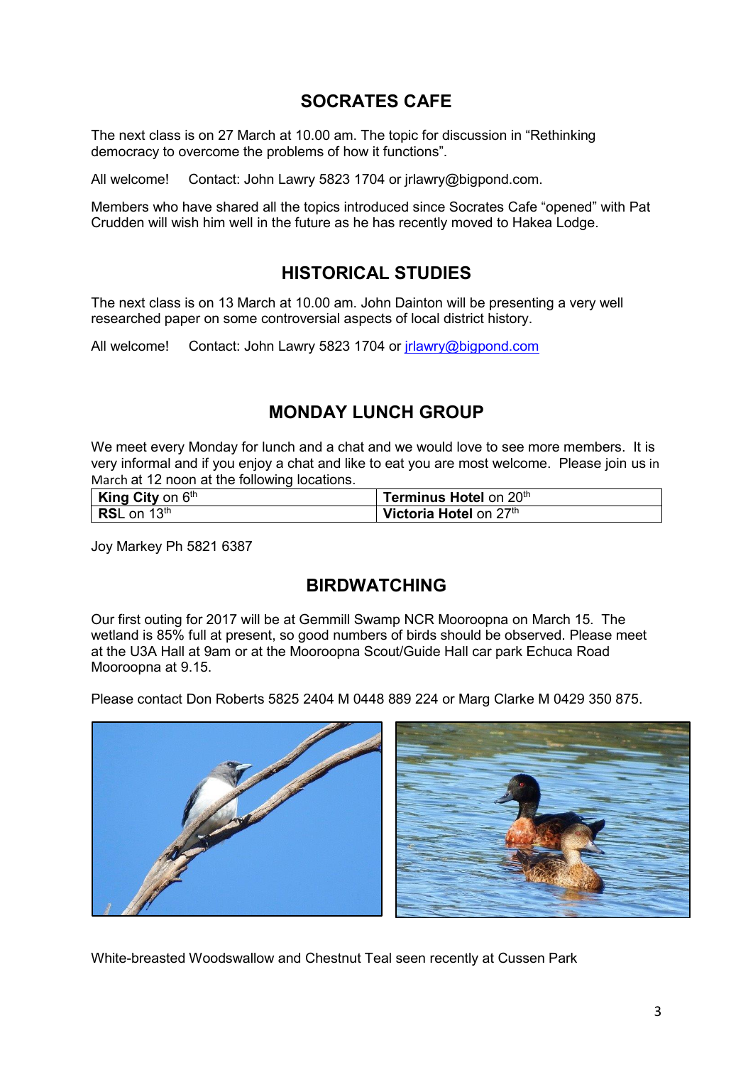## SOCRATES CAFE

The next class is on 27 March at 10.00 am. The topic for discussion in "Rethinking democracy to overcome the problems of how it functions".

All welcome!     Contact: John Lawry 5823 1704 or jrlawry@bigpond.com.

Members who have shared all the topics introduced since Socrates Cafe "opened" with Pat Crudden will wish him well in the future as he has recently moved to Hakea Lodge.

## HISTORICAL STUDIES

The next class is on 13 March at 10.00 am. John Dainton will be presenting a very well researched paper on some controversial aspects of local district history.

All welcome!     Contact: John Lawry 5823 1704 or jrlawry@bigpond.com

## MONDAY LUNCH GROUP

We meet every Monday for lunch and a chat and we would love to see more members. It is very informal and if you enjoy a chat and like to eat you are most welcome. Please join us in March at 12 noon at the following locations.

| | |
|---|---|
| **King City** on 6th | **Terminus Hotel** on 20th |
| **RSL** on 13th | **Victoria Hotel** on 27th |

Joy Markey Ph 5821 6387

## BIRDWATCHING

Our first outing for 2017 will be at Gemmill Swamp NCR Mooroopna on March 15. The wetland is 85% full at present, so good numbers of birds should be observed. Please meet at the U3A Hall at 9am or at the Mooroopna Scout/Guide Hall car park Echuca Road Mooroopna at 9.15.

Please contact Don Roberts 5825 2404 M 0448 889 224 or Marg Clarke M 0429 350 875.

White-breasted Woodswallow and Chestnut Teal seen recently at Cussen Park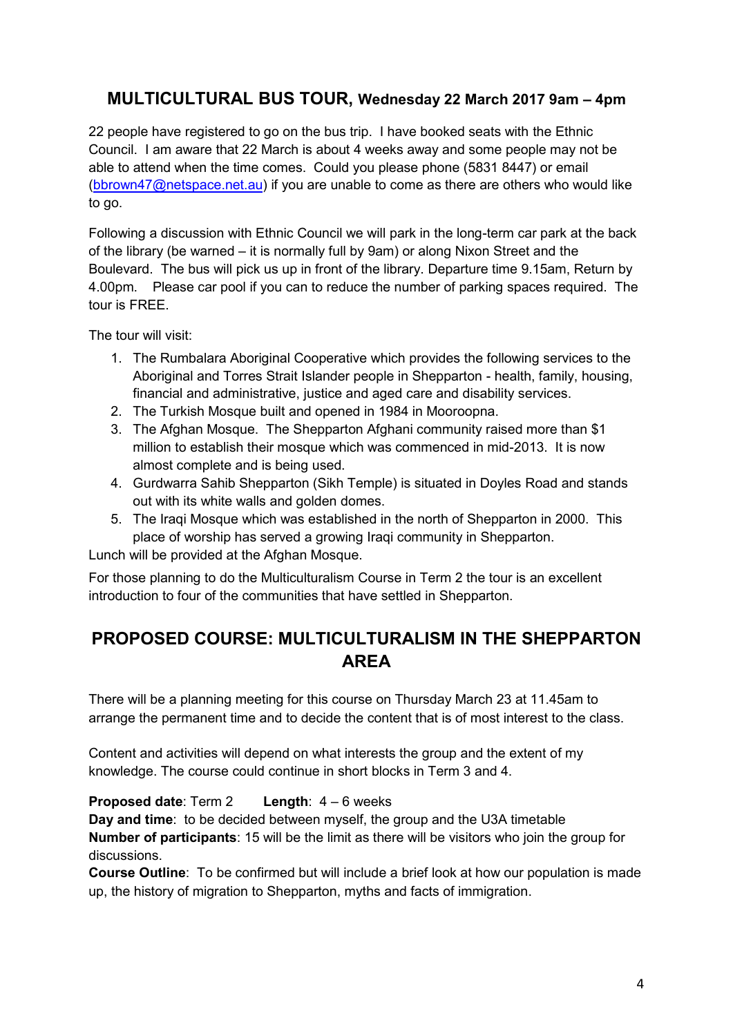## MULTICULTURAL BUS TOUR, Wednesday 22 March 2017 9am – 4pm

22 people have registered to go on the bus trip. I have booked seats with the Ethnic Council. I am aware that 22 March is about 4 weeks away and some people may not be able to attend when the time comes. Could you please phone (5831 8447) or email (bbrown47@netspace.net.au) if you are unable to come as there are others who would like to go.

Following a discussion with Ethnic Council we will park in the long-term car park at the back of the library (be warned – it is normally full by 9am) or along Nixon Street and the Boulevard. The bus will pick us up in front of the library. Departure time 9.15am, Return by 4.00pm. Please car pool if you can to reduce the number of parking spaces required. The tour is FREE.

The tour will visit:

1. The Rumbalara Aboriginal Cooperative which provides the following services to the Aboriginal and Torres Strait Islander people in Shepparton - health, family, housing, financial and administrative, justice and aged care and disability services.
2. The Turkish Mosque built and opened in 1984 in Mooroopna.
3. The Afghan Mosque. The Shepparton Afghani community raised more than $1 million to establish their mosque which was commenced in mid-2013. It is now almost complete and is being used.
4. Gurdwarra Sahib Shepparton (Sikh Temple) is situated in Doyles Road and stands out with its white walls and golden domes.
5. The Iraqi Mosque which was established in the north of Shepparton in 2000. This place of worship has served a growing Iraqi community in Shepparton.

Lunch will be provided at the Afghan Mosque.

For those planning to do the Multiculturalism Course in Term 2 the tour is an excellent introduction to four of the communities that have settled in Shepparton.

## PROPOSED COURSE: MULTICULTURALISM IN THE SHEPPARTON AREA

There will be a planning meeting for this course on Thursday March 23 at 11.45am to arrange the permanent time and to decide the content that is of most interest to the class.

Content and activities will depend on what interests the group and the extent of my knowledge. The course could continue in short blocks in Term 3 and 4.

**Proposed date**: Term 2 **Length**: 4 – 6 weeks
**Day and time**: to be decided between myself, the group and the U3A timetable
**Number of participants**: 15 will be the limit as there will be visitors who join the group for discussions.
**Course Outline**: To be confirmed but will include a brief look at how our population is made up, the history of migration to Shepparton, myths and facts of immigration.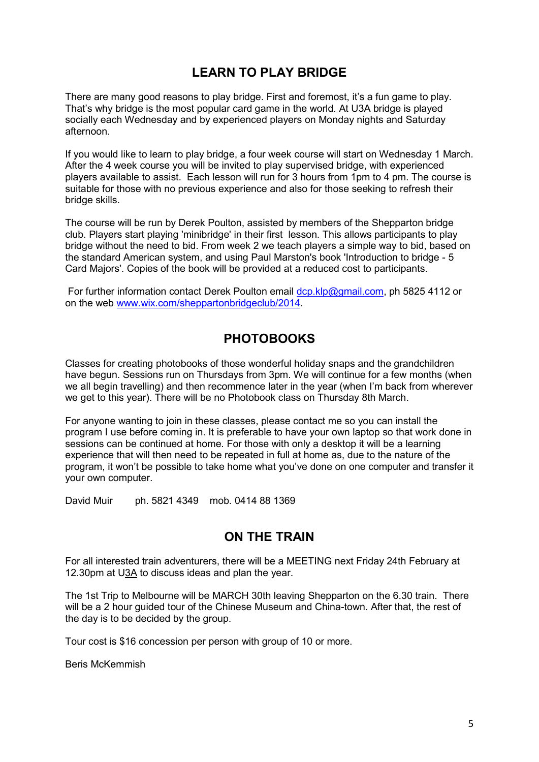## LEARN TO PLAY BRIDGE

There are many good reasons to play bridge. First and foremost, it's a fun game to play. That's why bridge is the most popular card game in the world. At U3A bridge is played socially each Wednesday and by experienced players on Monday nights and Saturday afternoon.

If you would like to learn to play bridge, a four week course will start on Wednesday 1 March. After the 4 week course you will be invited to play supervised bridge, with experienced players available to assist. Each lesson will run for 3 hours from 1pm to 4 pm. The course is suitable for those with no previous experience and also for those seeking to refresh their bridge skills.

The course will be run by Derek Poulton, assisted by members of the Shepparton bridge club. Players start playing 'minibridge' in their first lesson. This allows participants to play bridge without the need to bid. From week 2 we teach players a simple way to bid, based on the standard American system, and using Paul Marston's book 'Introduction to bridge - 5 Card Majors'. Copies of the book will be provided at a reduced cost to participants.

For further information contact Derek Poulton email dcp.klp@gmail.com, ph 5825 4112 or on the web www.wix.com/sheppartonbridgeclub/2014.

## PHOTOBOOKS

Classes for creating photobooks of those wonderful holiday snaps and the grandchildren have begun. Sessions run on Thursdays from 3pm. We will continue for a few months (when we all begin travelling) and then recommence later in the year (when I'm back from wherever we get to this year). There will be no Photobook class on Thursday 8th March.

For anyone wanting to join in these classes, please contact me so you can install the program I use before coming in. It is preferable to have your own laptop so that work done in sessions can be continued at home. For those with only a desktop it will be a learning experience that will then need to be repeated in full at home as, due to the nature of the program, it won't be possible to take home what you've done on one computer and transfer it your own computer.

David Muir ph. 5821 4349 mob. 0414 88 1369

## ON THE TRAIN

For all interested train adventurers, there will be a MEETING next Friday 24th February at 12.30pm at U3A to discuss ideas and plan the year.

The 1st Trip to Melbourne will be MARCH 30th leaving Shepparton on the 6.30 train. There will be a 2 hour guided tour of the Chinese Museum and China-town. After that, the rest of the day is to be decided by the group.

Tour cost is $16 concession per person with group of 10 or more.

Beris McKemmish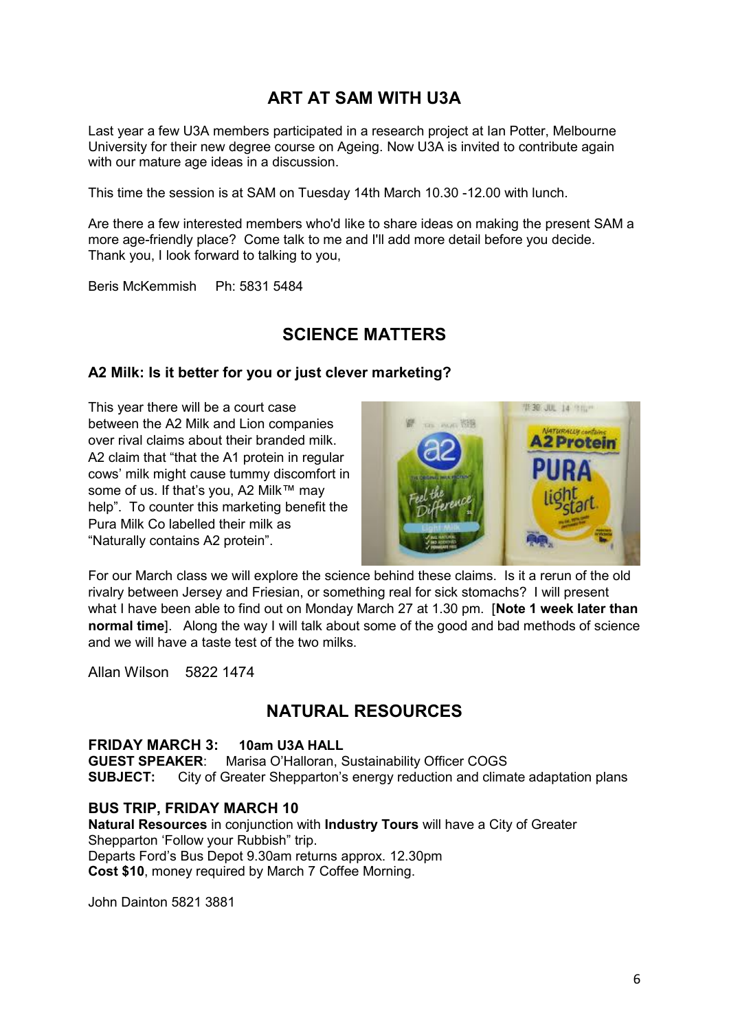## ART AT SAM WITH U3A

Last year a few U3A members participated in a research project at Ian Potter, Melbourne University for their new degree course on Ageing. Now U3A is invited to contribute again with our mature age ideas in a discussion.

This time the session is at SAM on Tuesday 14th March 10.30 -12.00 with lunch.

Are there a few interested members who'd like to share ideas on making the present SAM a more age-friendly place? Come talk to me and I'll add more detail before you decide. Thank you, I look forward to talking to you,

Beris McKemmish Ph: 5831 5484

## SCIENCE MATTERS

### A2 Milk: Is it better for you or just clever marketing?

This year there will be a court case between the A2 Milk and Lion companies over rival claims about their branded milk. A2 claim that "that the A1 protein in regular cows' milk might cause tummy discomfort in some of us. If that's you, A2 Milk™ may help". To counter this marketing benefit the Pura Milk Co labelled their milk as "Naturally contains A2 protein".

For our March class we will explore the science behind these claims. Is it a rerun of the old rivalry between Jersey and Friesian, or something real for sick stomachs? I will present what I have been able to find out on Monday March 27 at 1.30 pm. [**Note 1 week later than normal time**]. Along the way I will talk about some of the good and bad methods of science and we will have a taste test of the two milks.

Allan Wilson 5822 1474

## NATURAL RESOURCES

**FRIDAY MARCH 3: 10am U3A HALL**
**GUEST SPEAKER**: Marisa O'Halloran, Sustainability Officer COGS
**SUBJECT:** City of Greater Shepparton's energy reduction and climate adaptation plans

**BUS TRIP, FRIDAY MARCH 10**
**Natural Resources** in conjunction with **Industry Tours** will have a City of Greater Shepparton 'Follow your Rubbish" trip.
Departs Ford's Bus Depot 9.30am returns approx. 12.30pm
**Cost $10**, money required by March 7 Coffee Morning.

John Dainton 5821 3881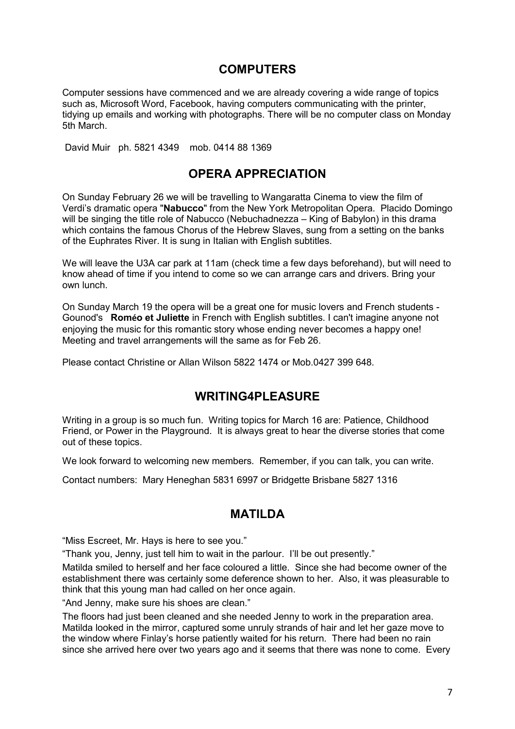## COMPUTERS

Computer sessions have commenced and we are already covering a wide range of topics such as, Microsoft Word, Facebook, having computers communicating with the printer, tidying up emails and working with photographs. There will be no computer class on Monday 5th March.

David Muir ph. 5821 4349 mob. 0414 88 1369

## OPERA APPRECIATION

On Sunday February 26 we will be travelling to Wangaratta Cinema to view the film of Verdi's dramatic opera "**Nabucco**" from the New York Metropolitan Opera. Placido Domingo will be singing the title role of Nabucco (Nebuchadnezza – King of Babylon) in this drama which contains the famous Chorus of the Hebrew Slaves, sung from a setting on the banks of the Euphrates River. It is sung in Italian with English subtitles.

We will leave the U3A car park at 11am (check time a few days beforehand), but will need to know ahead of time if you intend to come so we can arrange cars and drivers. Bring your own lunch.

On Sunday March 19 the opera will be a great one for music lovers and French students - Gounod's **Roméo et Juliette** in French with English subtitles. I can't imagine anyone not enjoying the music for this romantic story whose ending never becomes a happy one! Meeting and travel arrangements will the same as for Feb 26.

Please contact Christine or Allan Wilson 5822 1474 or Mob.0427 399 648.

## WRITING4PLEASURE

Writing in a group is so much fun. Writing topics for March 16 are: Patience, Childhood Friend, or Power in the Playground. It is always great to hear the diverse stories that come out of these topics.

We look forward to welcoming new members. Remember, if you can talk, you can write.

Contact numbers: Mary Heneghan 5831 6997 or Bridgette Brisbane 5827 1316

## MATILDA

"Miss Escreet, Mr. Hays is here to see you."

"Thank you, Jenny, just tell him to wait in the parlour. I'll be out presently."

Matilda smiled to herself and her face coloured a little. Since she had become owner of the establishment there was certainly some deference shown to her. Also, it was pleasurable to think that this young man had called on her once again.

"And Jenny, make sure his shoes are clean."

The floors had just been cleaned and she needed Jenny to work in the preparation area. Matilda looked in the mirror, captured some unruly strands of hair and let her gaze move to the window where Finlay's horse patiently waited for his return. There had been no rain since she arrived here over two years ago and it seems that there was none to come. Every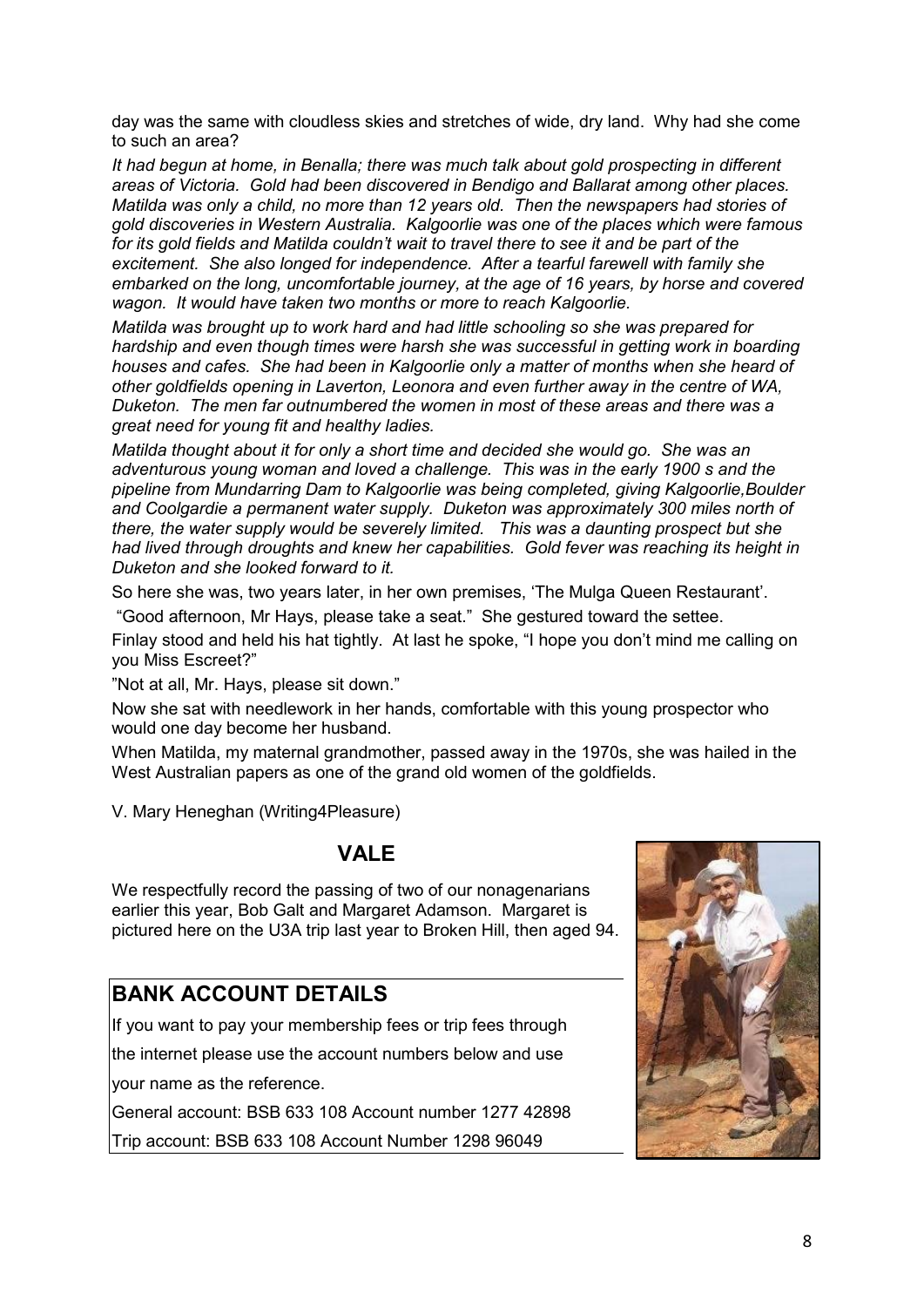day was the same with cloudless skies and stretches of wide, dry land. Why had she come to such an area?

*It had begun at home, in Benalla; there was much talk about gold prospecting in different areas of Victoria. Gold had been discovered in Bendigo and Ballarat among other places. Matilda was only a child, no more than 12 years old. Then the newspapers had stories of gold discoveries in Western Australia. Kalgoorlie was one of the places which were famous for its gold fields and Matilda couldn't wait to travel there to see it and be part of the excitement. She also longed for independence. After a tearful farewell with family she embarked on the long, uncomfortable journey, at the age of 16 years, by horse and covered wagon. It would have taken two months or more to reach Kalgoorlie.*

*Matilda was brought up to work hard and had little schooling so she was prepared for hardship and even though times were harsh she was successful in getting work in boarding houses and cafes. She had been in Kalgoorlie only a matter of months when she heard of other goldfields opening in Laverton, Leonora and even further away in the centre of WA, Duketon. The men far outnumbered the women in most of these areas and there was a great need for young fit and healthy ladies.*

*Matilda thought about it for only a short time and decided she would go. She was an adventurous young woman and loved a challenge. This was in the early 1900 s and the pipeline from Mundarring Dam to Kalgoorlie was being completed, giving Kalgoorlie,Boulder and Coolgardie a permanent water supply. Duketon was approximately 300 miles north of there, the water supply would be severely limited. This was a daunting prospect but she had lived through droughts and knew her capabilities. Gold fever was reaching its height in Duketon and she looked forward to it.*

So here she was, two years later, in her own premises, 'The Mulga Queen Restaurant'.

"Good afternoon, Mr Hays, please take a seat." She gestured toward the settee.

Finlay stood and held his hat tightly. At last he spoke, "I hope you don't mind me calling on you Miss Escreet?"

"Not at all, Mr. Hays, please sit down."

Now she sat with needlework in her hands, comfortable with this young prospector who would one day become her husband.

When Matilda, my maternal grandmother, passed away in the 1970s, she was hailed in the West Australian papers as one of the grand old women of the goldfields.

V. Mary Heneghan (Writing4Pleasure)

## VALE

We respectfully record the passing of two of our nonagenarians earlier this year, Bob Galt and Margaret Adamson. Margaret is pictured here on the U3A trip last year to Broken Hill, then aged 94.

## BANK ACCOUNT DETAILS

If you want to pay your membership fees or trip fees through the internet please use the account numbers below and use your name as the reference.

General account: BSB 633 108 Account number 1277 42898

Trip account: BSB 633 108 Account Number 1298 96049